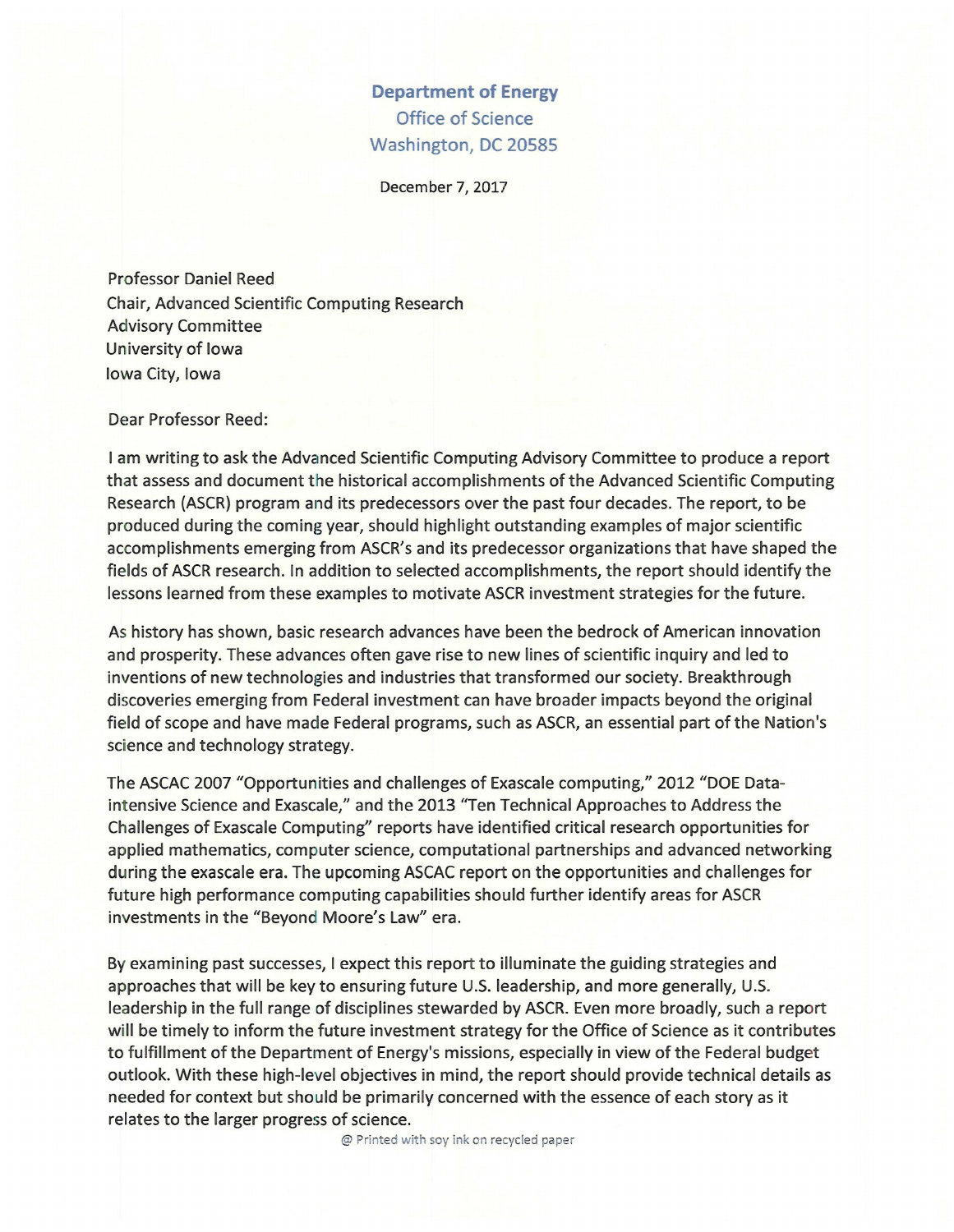**Department of Energy**
Office of Science
Washington, DC 20585

December 7, 2017

Professor Daniel Reed
Chair, Advanced Scientific Computing Research
Advisory Committee
University of Iowa
Iowa City, Iowa

Dear Professor Reed:

I am writing to ask the Advanced Scientific Computing Advisory Committee to produce a report that assess and document the historical accomplishments of the Advanced Scientific Computing Research (ASCR) program and its predecessors over the past four decades. The report, to be produced during the coming year, should highlight outstanding examples of major scientific accomplishments emerging from ASCR's and its predecessor organizations that have shaped the fields of ASCR research. In addition to selected accomplishments, the report should identify the lessons learned from these examples to motivate ASCR investment strategies for the future.

As history has shown, basic research advances have been the bedrock of American innovation and prosperity. These advances often gave rise to new lines of scientific inquiry and led to inventions of new technologies and industries that transformed our society. Breakthrough discoveries emerging from Federal investment can have broader impacts beyond the original field of scope and have made Federal programs, such as ASCR, an essential part of the Nation's science and technology strategy.

The ASCAC 2007 "Opportunities and challenges of Exascale computing," 2012 "DOE Data-intensive Science and Exascale," and the 2013 "Ten Technical Approaches to Address the Challenges of Exascale Computing" reports have identified critical research opportunities for applied mathematics, computer science, computational partnerships and advanced networking during the exascale era. The upcoming ASCAC report on the opportunities and challenges for future high performance computing capabilities should further identify areas for ASCR investments in the "Beyond Moore's Law" era.

By examining past successes, I expect this report to illuminate the guiding strategies and approaches that will be key to ensuring future U.S. leadership, and more generally, U.S. leadership in the full range of disciplines stewarded by ASCR. Even more broadly, such a report will be timely to inform the future investment strategy for the Office of Science as it contributes to fulfillment of the Department of Energy's missions, especially in view of the Federal budget outlook. With these high-level objectives in mind, the report should provide technical details as needed for context but should be primarily concerned with the essence of each story as it relates to the larger progress of science.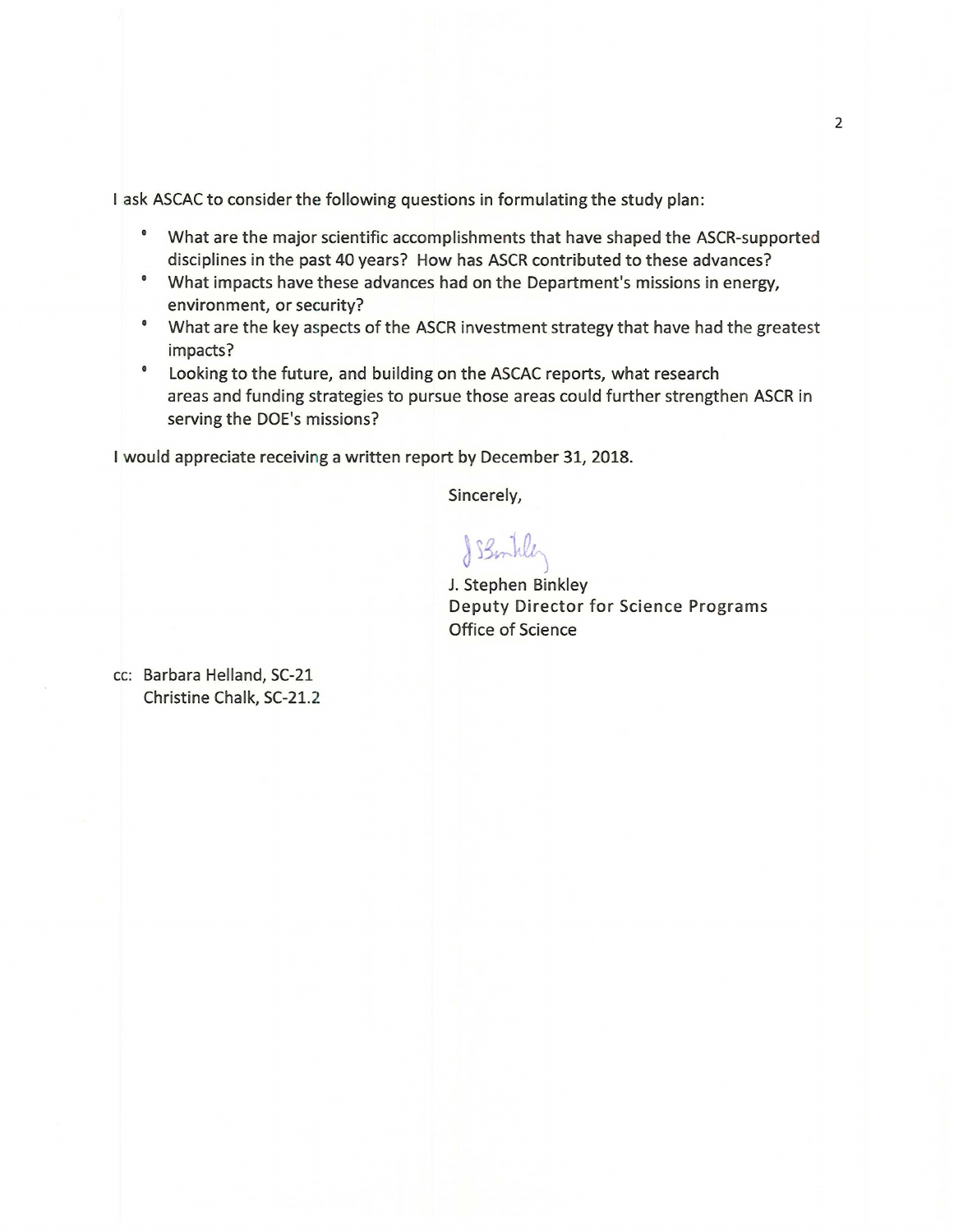I ask ASCAC to consider the following questions in formulating the study plan:

- What are the major scientific accomplishments that have shaped the ASCR-supported disciplines in the past 40 years? How has ASCR contributed to these advances?
- What impacts have these advances had on the Department's missions in energy, environment, or security?
- What are the key aspects of the ASCR investment strategy that have had the greatest impacts?
- Looking to the future, and building on the ASCAC reports, what research areas and funding strategies to pursue those areas could further strengthen ASCR in serving the DOE's missions?

I would appreciate receiving a written report by December 31, 2018.

Sincerely,

J. Stephen Binkley
Deputy Director for Science Programs
Office of Science

cc: Barbara Helland, SC-21
Christine Chalk, SC-21.2